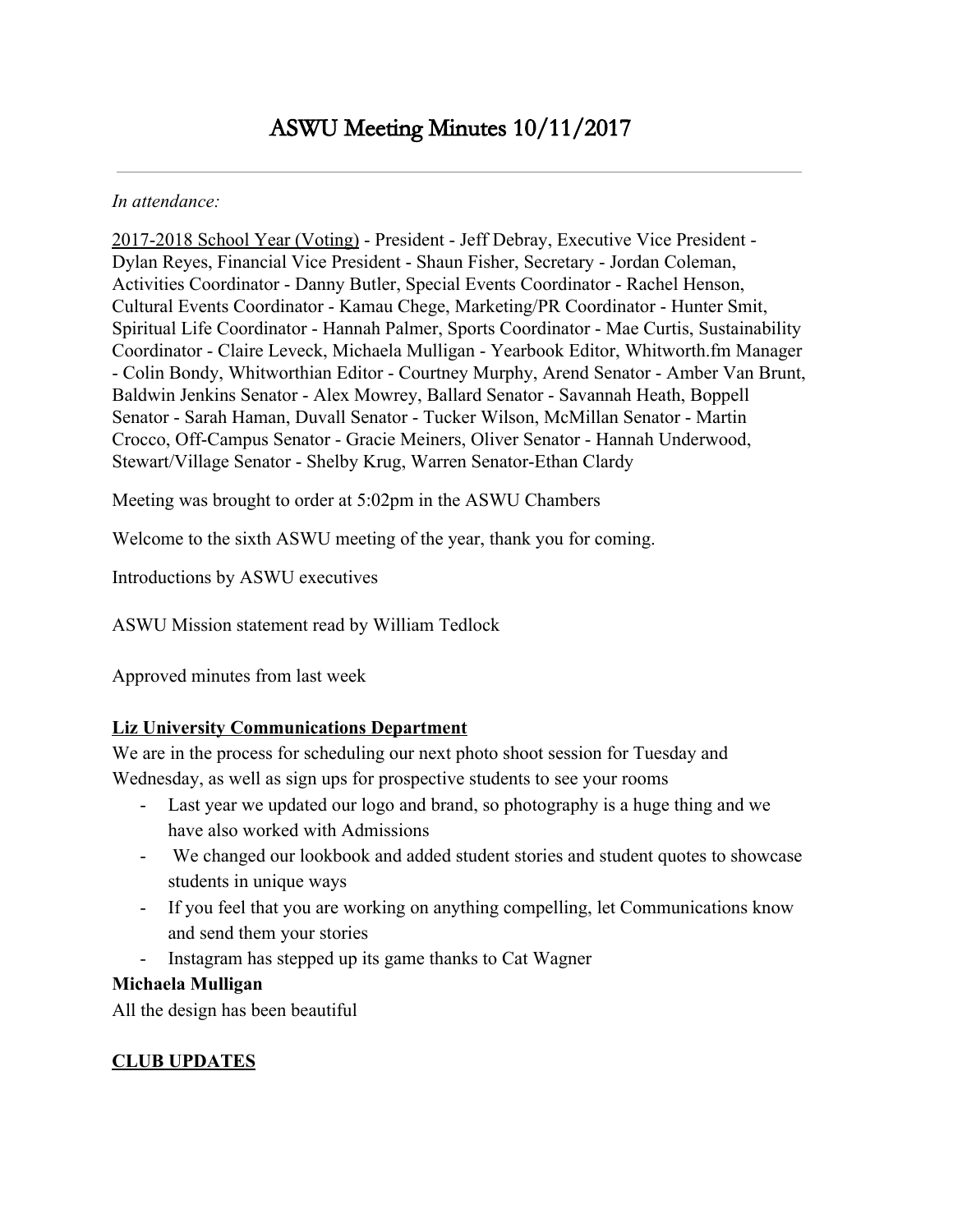# ASWU Meeting Minutes 10/11/2017

---

*In attendance:*

2017-2018 School Year (Voting) - President - Jeff Debray, Executive Vice President - Dylan Reyes, Financial Vice President - Shaun Fisher, Secretary - Jordan Coleman, Activities Coordinator - Danny Butler, Special Events Coordinator - Rachel Henson, Cultural Events Coordinator - Kamau Chege, Marketing/PR Coordinator - Hunter Smit, Spiritual Life Coordinator - Hannah Palmer, Sports Coordinator - Mae Curtis, Sustainability Coordinator - Claire Leveck, Michaela Mulligan - Yearbook Editor, Whitworth.fm Manager - Colin Bondy, Whitworthian Editor - Courtney Murphy, Arend Senator - Amber Van Brunt, Baldwin Jenkins Senator - Alex Mowrey, Ballard Senator - Savannah Heath, Boppell Senator - Sarah Haman, Duvall Senator - Tucker Wilson, McMillan Senator - Martin Crocco, Off-Campus Senator - Gracie Meiners, Oliver Senator - Hannah Underwood, Stewart/Village Senator - Shelby Krug, Warren Senator-Ethan Clardy

Meeting was brought to order at 5:02pm in the ASWU Chambers

Welcome to the sixth ASWU meeting of the year, thank you for coming.

Introductions by ASWU executives

ASWU Mission statement read by William Tedlock

Approved minutes from last week

**Liz University Communications Department**

We are in the process for scheduling our next photo shoot session for Tuesday and Wednesday, as well as sign ups for prospective students to see your rooms

- Last year we updated our logo and brand, so photography is a huge thing and we have also worked with Admissions
- We changed our lookbook and added student stories and student quotes to showcase students in unique ways
- If you feel that you are working on anything compelling, let Communications know and send them your stories
- Instagram has stepped up its game thanks to Cat Wagner

**Michaela Mulligan**

All the design has been beautiful

**CLUB UPDATES**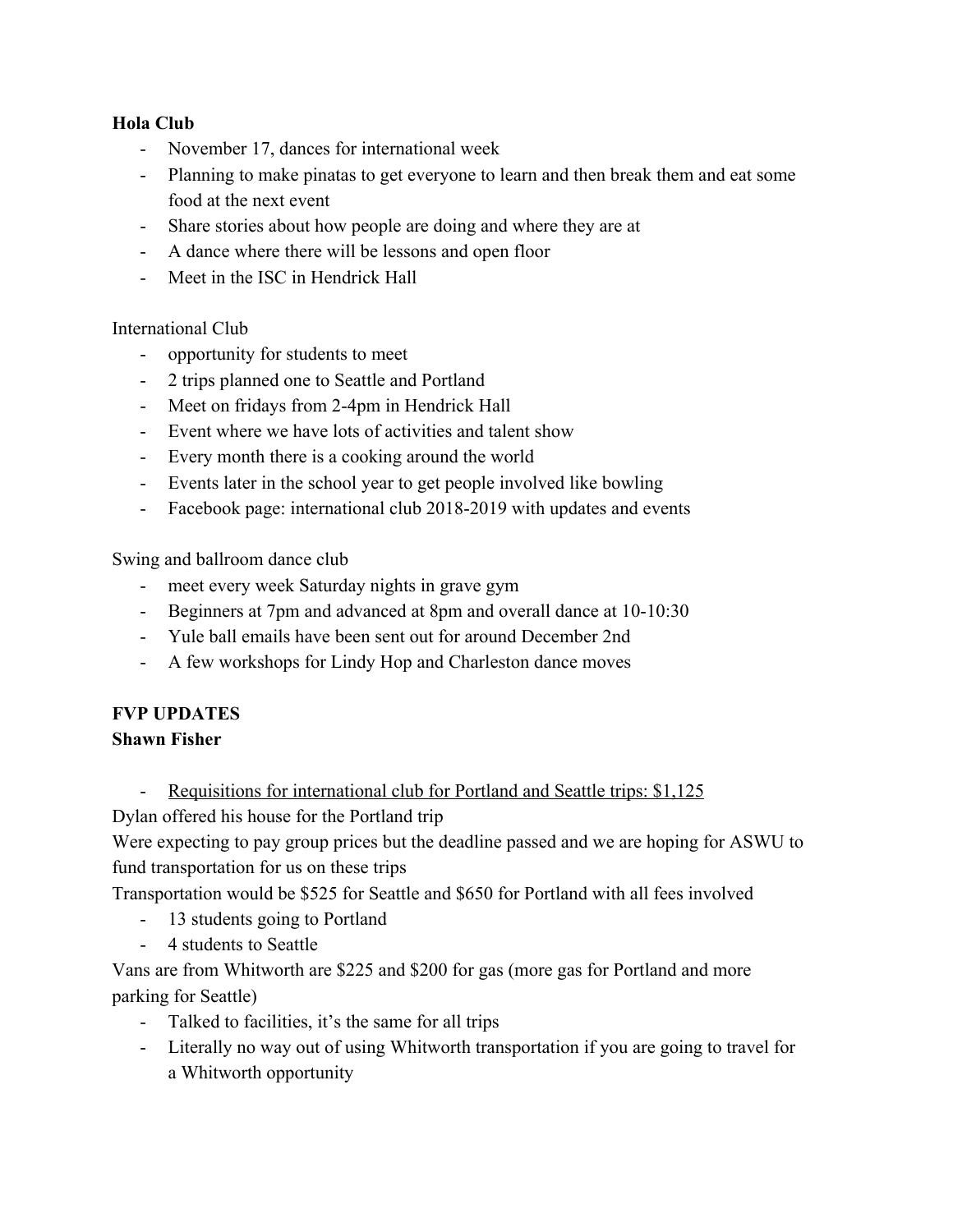**Hola Club**

- November 17, dances for international week
- Planning to make pinatas to get everyone to learn and then break them and eat some food at the next event
- Share stories about how people are doing and where they are at
- A dance where there will be lessons and open floor
- Meet in the ISC in Hendrick Hall

International Club

- opportunity for students to meet
- 2 trips planned one to Seattle and Portland
- Meet on fridays from 2-4pm in Hendrick Hall
- Event where we have lots of activities and talent show
- Every month there is a cooking around the world
- Events later in the school year to get people involved like bowling
- Facebook page: international club 2018-2019 with updates and events

Swing and ballroom dance club

- meet every week Saturday nights in grave gym
- Beginners at 7pm and advanced at 8pm and overall dance at 10-10:30
- Yule ball emails have been sent out for around December 2nd
- A few workshops for Lindy Hop and Charleston dance moves

**FVP UPDATES**

**Shawn Fisher**

- <u>Requisitions for international club for Portland and Seattle trips: $1,125</u>

Dylan offered his house for the Portland trip

Were expecting to pay group prices but the deadline passed and we are hoping for ASWU to fund transportation for us on these trips

Transportation would be $525 for Seattle and $650 for Portland with all fees involved

- 13 students going to Portland
- 4 students to Seattle

Vans are from Whitworth are $225 and $200 for gas (more gas for Portland and more parking for Seattle)

- Talked to facilities, it's the same for all trips
- Literally no way out of using Whitworth transportation if you are going to travel for a Whitworth opportunity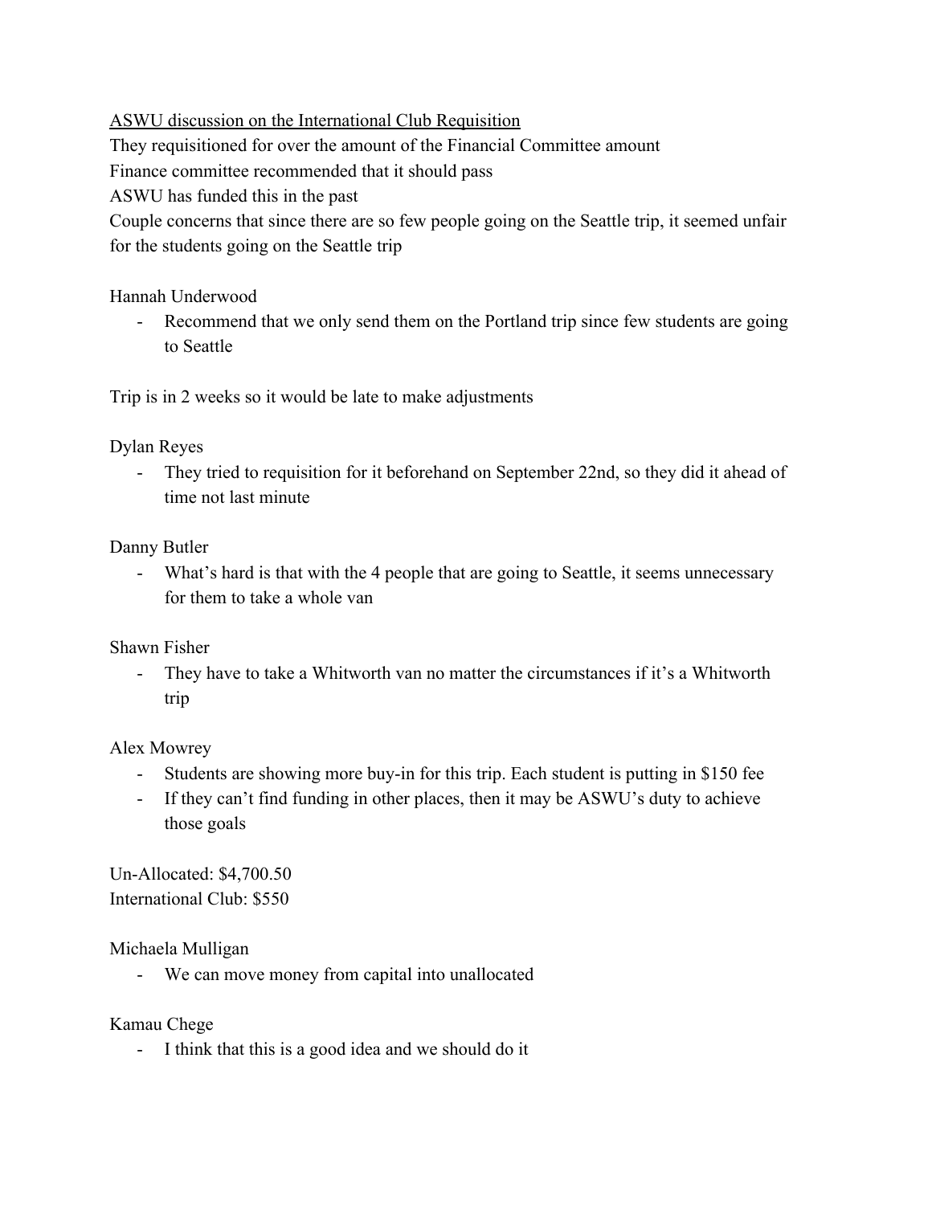<u>ASWU discussion on the International Club Requisition</u>

They requisitioned for over the amount of the Financial Committee amount

Finance committee recommended that it should pass

ASWU has funded this in the past

Couple concerns that since there are so few people going on the Seattle trip, it seemed unfair for the students going on the Seattle trip

Hannah Underwood

- Recommend that we only send them on the Portland trip since few students are going to Seattle

Trip is in 2 weeks so it would be late to make adjustments

Dylan Reyes

- They tried to requisition for it beforehand on September 22nd, so they did it ahead of time not last minute

Danny Butler

- What's hard is that with the 4 people that are going to Seattle, it seems unnecessary for them to take a whole van

Shawn Fisher

- They have to take a Whitworth van no matter the circumstances if it's a Whitworth trip

Alex Mowrey

- Students are showing more buy-in for this trip. Each student is putting in $150 fee
- If they can't find funding in other places, then it may be ASWU's duty to achieve those goals

Un-Allocated: $4,700.50

International Club: $550

Michaela Mulligan

- We can move money from capital into unallocated

Kamau Chege

- I think that this is a good idea and we should do it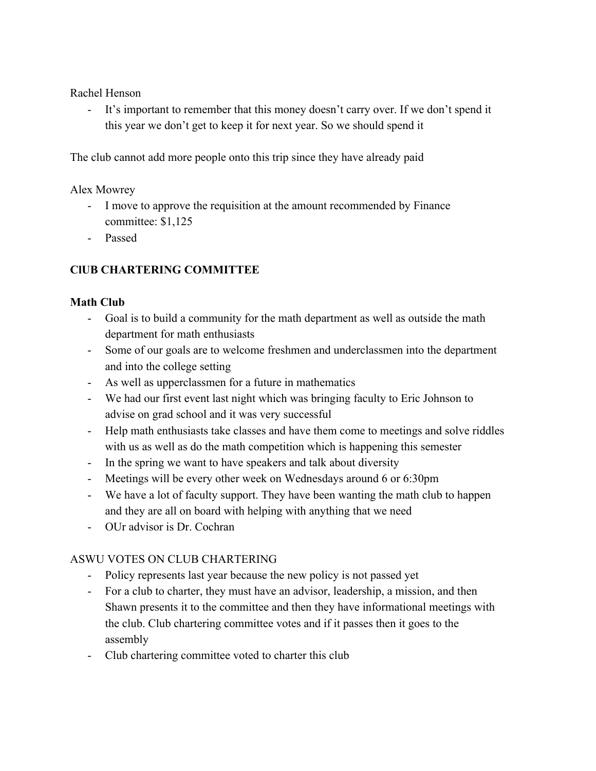Rachel Henson

- It's important to remember that this money doesn't carry over. If we don't spend it this year we don't get to keep it for next year. So we should spend it

The club cannot add more people onto this trip since they have already paid

Alex Mowrey

- I move to approve the requisition at the amount recommended by Finance committee: $1,125
- Passed

**ClUB CHARTERING COMMITTEE**

**Math Club**

- Goal is to build a community for the math department as well as outside the math department for math enthusiasts
- Some of our goals are to welcome freshmen and underclassmen into the department and into the college setting
- As well as upperclassmen for a future in mathematics
- We had our first event last night which was bringing faculty to Eric Johnson to advise on grad school and it was very successful
- Help math enthusiasts take classes and have them come to meetings and solve riddles with us as well as do the math competition which is happening this semester
- In the spring we want to have speakers and talk about diversity
- Meetings will be every other week on Wednesdays around 6 or 6:30pm
- We have a lot of faculty support. They have been wanting the math club to happen and they are all on board with helping with anything that we need
- OUr advisor is Dr. Cochran

ASWU VOTES ON CLUB CHARTERING

- Policy represents last year because the new policy is not passed yet
- For a club to charter, they must have an advisor, leadership, a mission, and then Shawn presents it to the committee and then they have informational meetings with the club. Club chartering committee votes and if it passes then it goes to the assembly
- Club chartering committee voted to charter this club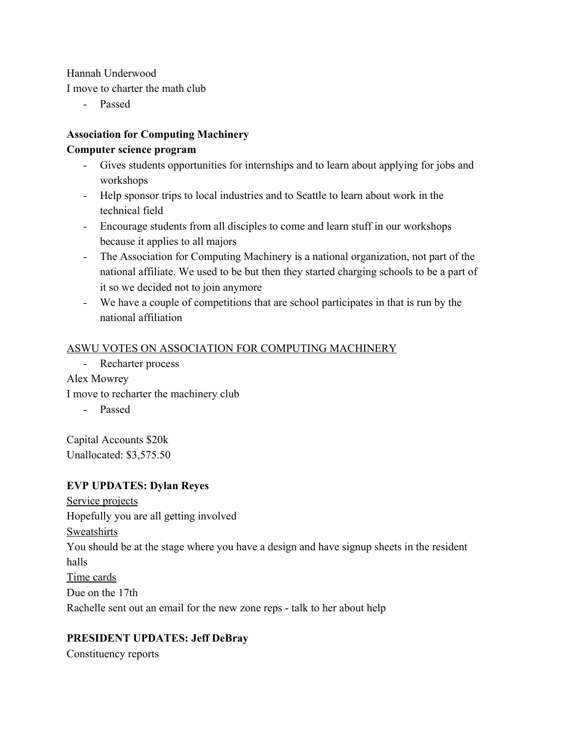Hannah Underwood
I move to charter the math club

- Passed

**Association for Computing Machinery**
**Computer science program**

- Gives students opportunities for internships and to learn about applying for jobs and workshops
- Help sponsor trips to local industries and to Seattle to learn about work in the technical field
- Encourage students from all disciples to come and learn stuff in our workshops because it applies to all majors
- The Association for Computing Machinery is a national organization, not part of the national affiliate. We used to be but then they started charging schools to be a part of it so we decided not to join anymore
- We have a couple of competitions that are school participates in that is run by the national affiliation

<u>ASWU VOTES ON ASSOCIATION FOR COMPUTING MACHINERY</u>

- Recharter process

Alex Mowrey
I move to recharter the machinery club

- Passed

Capital Accounts $20k
Unallocated: $3,575.50

**EVP UPDATES: Dylan Reyes**

<u>Service projects</u>
Hopefully you are all getting involved
<u>Sweatshirts</u>
You should be at the stage where you have a design and have signup sheets in the resident halls
<u>Time cards</u>
Due on the 17th
Rachelle sent out an email for the new zone reps - talk to her about help

**PRESIDENT UPDATES: Jeff DeBray**

Constituency reports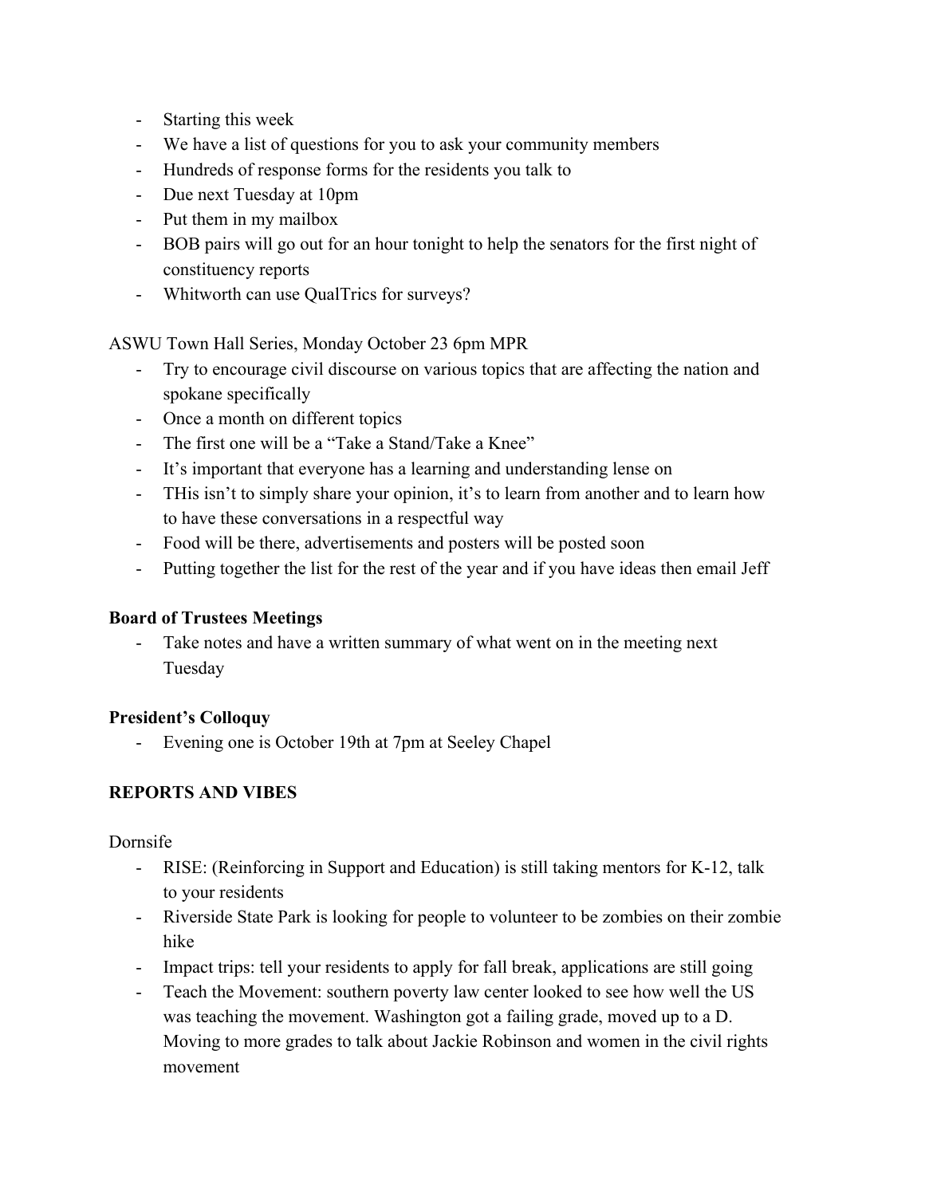- Starting this week
- We have a list of questions for you to ask your community members
- Hundreds of response forms for the residents you talk to
- Due next Tuesday at 10pm
- Put them in my mailbox
- BOB pairs will go out for an hour tonight to help the senators for the first night of constituency reports
- Whitworth can use QualTrics for surveys?

ASWU Town Hall Series, Monday October 23 6pm MPR

- Try to encourage civil discourse on various topics that are affecting the nation and spokane specifically
- Once a month on different topics
- The first one will be a "Take a Stand/Take a Knee"
- It's important that everyone has a learning and understanding lense on
- THis isn't to simply share your opinion, it's to learn from another and to learn how to have these conversations in a respectful way
- Food will be there, advertisements and posters will be posted soon
- Putting together the list for the rest of the year and if you have ideas then email Jeff

**Board of Trustees Meetings**

- Take notes and have a written summary of what went on in the meeting next Tuesday

**President's Colloquy**

- Evening one is October 19th at 7pm at Seeley Chapel

**REPORTS AND VIBES**

Dornsife

- RISE: (Reinforcing in Support and Education) is still taking mentors for K-12, talk to your residents
- Riverside State Park is looking for people to volunteer to be zombies on their zombie hike
- Impact trips: tell your residents to apply for fall break, applications are still going
- Teach the Movement: southern poverty law center looked to see how well the US was teaching the movement. Washington got a failing grade, moved up to a D. Moving to more grades to talk about Jackie Robinson and women in the civil rights movement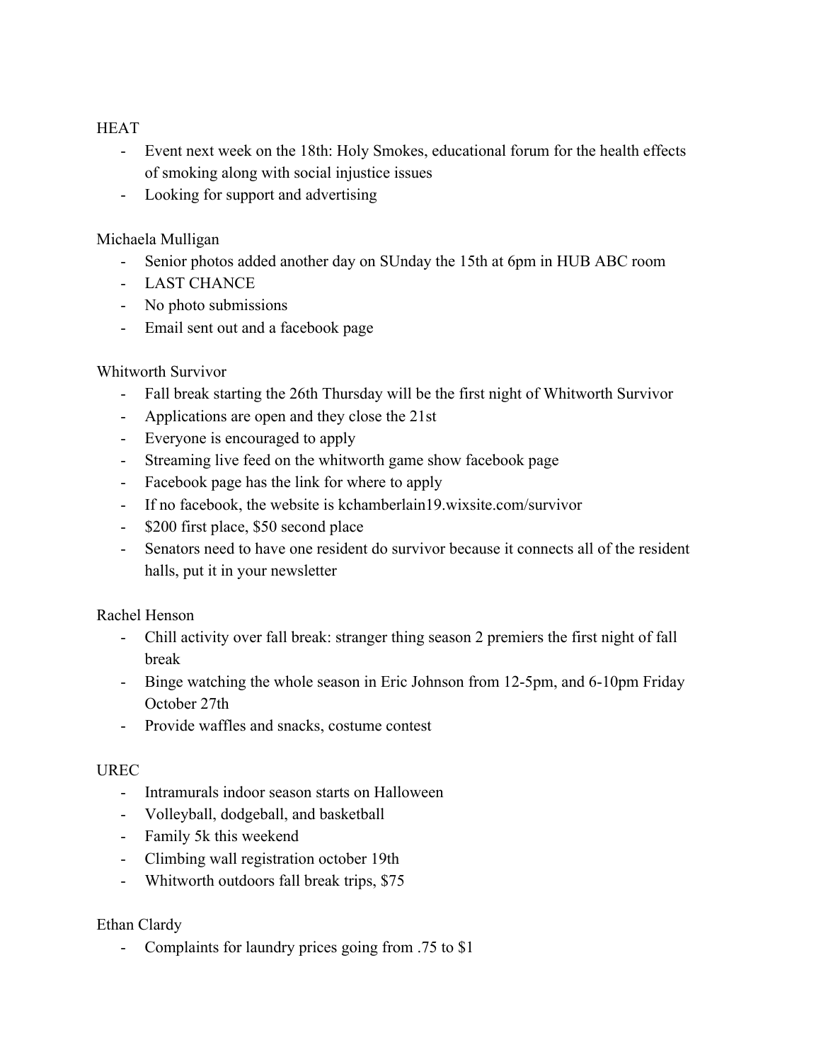HEAT

- Event next week on the 18th: Holy Smokes, educational forum for the health effects of smoking along with social injustice issues
- Looking for support and advertising

Michaela Mulligan

- Senior photos added another day on SUnday the 15th at 6pm in HUB ABC room
- LAST CHANCE
- No photo submissions
- Email sent out and a facebook page

Whitworth Survivor

- Fall break starting the 26th Thursday will be the first night of Whitworth Survivor
- Applications are open and they close the 21st
- Everyone is encouraged to apply
- Streaming live feed on the whitworth game show facebook page
- Facebook page has the link for where to apply
- If no facebook, the website is kchamberlain19.wixsite.com/survivor
- $200 first place, $50 second place
- Senators need to have one resident do survivor because it connects all of the resident halls, put it in your newsletter

Rachel Henson

- Chill activity over fall break: stranger thing season 2 premiers the first night of fall break
- Binge watching the whole season in Eric Johnson from 12-5pm, and 6-10pm Friday October 27th
- Provide waffles and snacks, costume contest

UREC

- Intramurals indoor season starts on Halloween
- Volleyball, dodgeball, and basketball
- Family 5k this weekend
- Climbing wall registration october 19th
- Whitworth outdoors fall break trips, $75

Ethan Clardy

- Complaints for laundry prices going from .75 to $1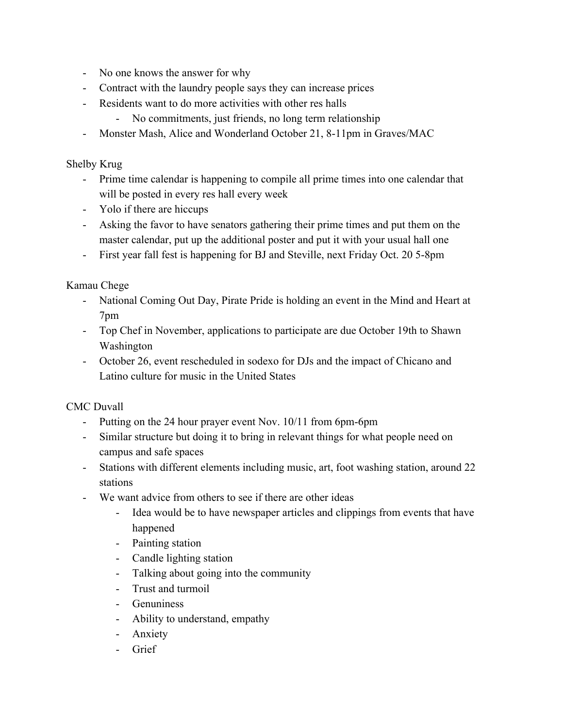- No one knows the answer for why
- Contract with the laundry people says they can increase prices
- Residents want to do more activities with other res halls
    - No commitments, just friends, no long term relationship
- Monster Mash, Alice and Wonderland October 21, 8-11pm in Graves/MAC

Shelby Krug

- Prime time calendar is happening to compile all prime times into one calendar that will be posted in every res hall every week
- Yolo if there are hiccups
- Asking the favor to have senators gathering their prime times and put them on the master calendar, put up the additional poster and put it with your usual hall one
- First year fall fest is happening for BJ and Steville, next Friday Oct. 20 5-8pm

Kamau Chege

- National Coming Out Day, Pirate Pride is holding an event in the Mind and Heart at 7pm
- Top Chef in November, applications to participate are due October 19th to Shawn Washington
- October 26, event rescheduled in sodexo for DJs and the impact of Chicano and Latino culture for music in the United States

CMC Duvall

- Putting on the 24 hour prayer event Nov. 10/11 from 6pm-6pm
- Similar structure but doing it to bring in relevant things for what people need on campus and safe spaces
- Stations with different elements including music, art, foot washing station, around 22 stations
- We want advice from others to see if there are other ideas
    - Idea would be to have newspaper articles and clippings from events that have happened
    - Painting station
    - Candle lighting station
    - Talking about going into the community
    - Trust and turmoil
    - Genuniness
    - Ability to understand, empathy
    - Anxiety
    - Grief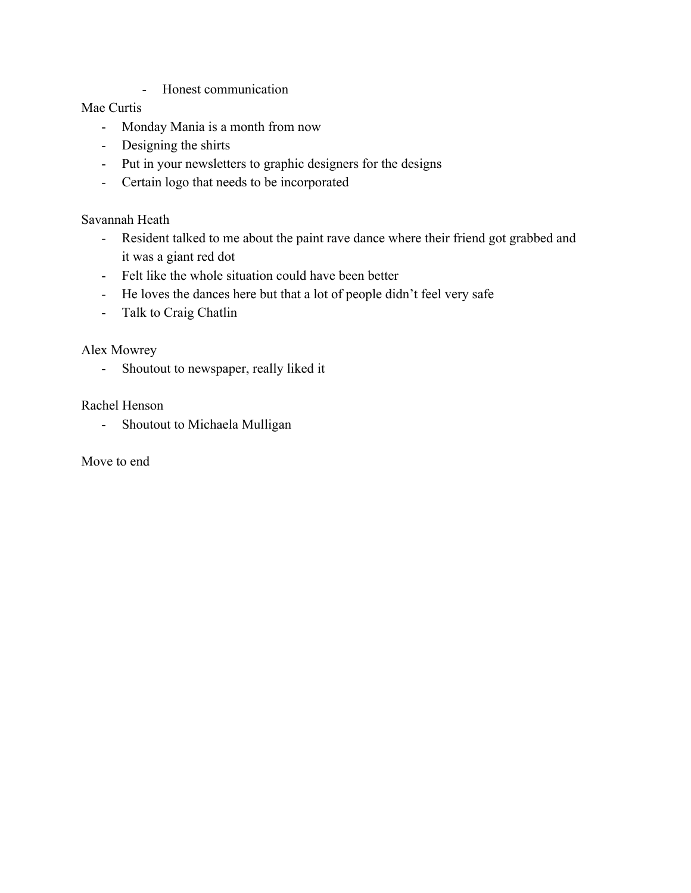- Honest communication

Mae Curtis

- Monday Mania is a month from now
- Designing the shirts
- Put in your newsletters to graphic designers for the designs
- Certain logo that needs to be incorporated

Savannah Heath

- Resident talked to me about the paint rave dance where their friend got grabbed and it was a giant red dot
- Felt like the whole situation could have been better
- He loves the dances here but that a lot of people didn't feel very safe
- Talk to Craig Chatlin

Alex Mowrey

- Shoutout to newspaper, really liked it

Rachel Henson

- Shoutout to Michaela Mulligan

Move to end